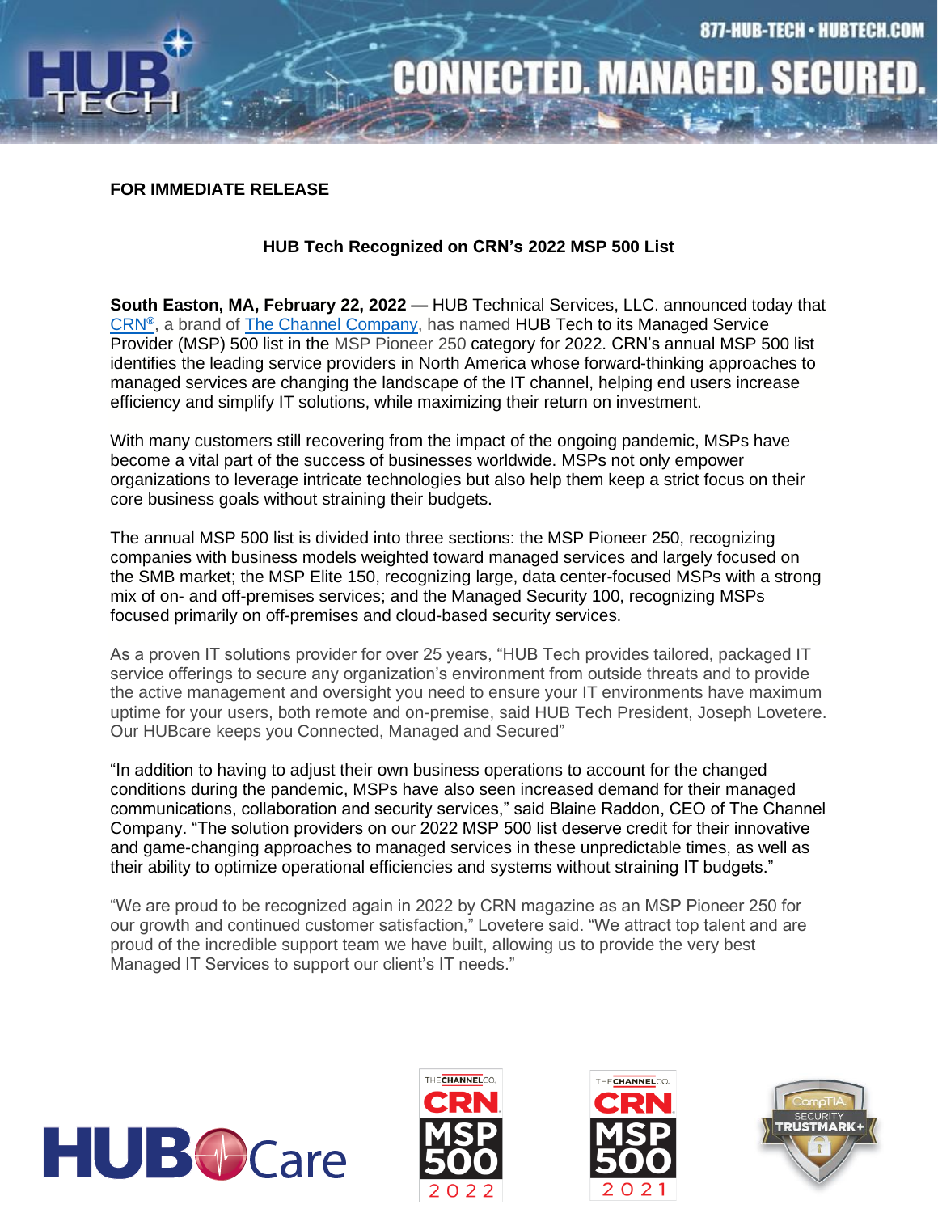877-HUB-TECH • HUBTECH.COM

CONNECTED. MANAGED. SECURED.

**FOR IMMEDIATE RELEASE**

**HUB Tech Recognized on CRN's 2022 MSP 500 List**

**South Easton, MA, February 22, 2022** — HUB Technical Services, LLC. announced today that CRN®, a brand of The Channel Company, has named HUB Tech to its Managed Service Provider (MSP) 500 list in the MSP Pioneer 250 category for 2022. CRN's annual MSP 500 list identifies the leading service providers in North America whose forward-thinking approaches to managed services are changing the landscape of the IT channel, helping end users increase efficiency and simplify IT solutions, while maximizing their return on investment.

With many customers still recovering from the impact of the ongoing pandemic, MSPs have become a vital part of the success of businesses worldwide. MSPs not only empower organizations to leverage intricate technologies but also help them keep a strict focus on their core business goals without straining their budgets.

The annual MSP 500 list is divided into three sections: the MSP Pioneer 250, recognizing companies with business models weighted toward managed services and largely focused on the SMB market; the MSP Elite 150, recognizing large, data center-focused MSPs with a strong mix of on- and off-premises services; and the Managed Security 100, recognizing MSPs focused primarily on off-premises and cloud-based security services.

As a proven IT solutions provider for over 25 years, "HUB Tech provides tailored, packaged IT service offerings to secure any organization's environment from outside threats and to provide the active management and oversight you need to ensure your IT environments have maximum uptime for your users, both remote and on-premise, said HUB Tech President, Joseph Lovetere. Our HUBcare keeps you Connected, Managed and Secured"

"In addition to having to adjust their own business operations to account for the changed conditions during the pandemic, MSPs have also seen increased demand for their managed communications, collaboration and security services," said Blaine Raddon, CEO of The Channel Company. "The solution providers on our 2022 MSP 500 list deserve credit for their innovative and game-changing approaches to managed services in these unpredictable times, as well as their ability to optimize operational efficiencies and systems without straining IT budgets."

"We are proud to be recognized again in 2022 by CRN magazine as an MSP Pioneer 250 for our growth and continued customer satisfaction," Lovetere said. "We attract top talent and are proud of the incredible support team we have built, allowing us to provide the very best Managed IT Services to support our client's IT needs."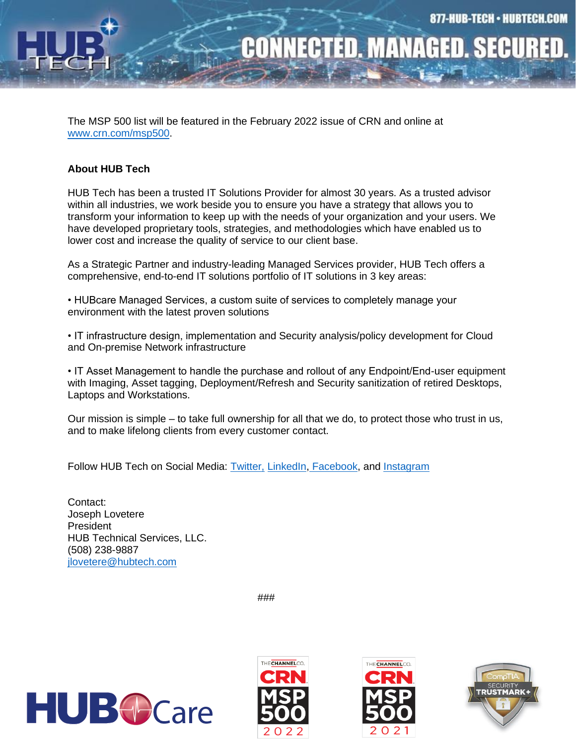The MSP 500 list will be featured in the February 2022 issue of CRN and online at www.crn.com/msp500.

**About HUB Tech**

HUB Tech has been a trusted IT Solutions Provider for almost 30 years. As a trusted advisor within all industries, we work beside you to ensure you have a strategy that allows you to transform your information to keep up with the needs of your organization and your users. We have developed proprietary tools, strategies, and methodologies which have enabled us to lower cost and increase the quality of service to our client base.

As a Strategic Partner and industry-leading Managed Services provider, HUB Tech offers a comprehensive, end-to-end IT solutions portfolio of IT solutions in 3 key areas:

• HUBcare Managed Services, a custom suite of services to completely manage your environment with the latest proven solutions

• IT infrastructure design, implementation and Security analysis/policy development for Cloud and On-premise Network infrastructure

• IT Asset Management to handle the purchase and rollout of any Endpoint/End-user equipment with Imaging, Asset tagging, Deployment/Refresh and Security sanitization of retired Desktops, Laptops and Workstations.

Our mission is simple – to take full ownership for all that we do, to protect those who trust in us, and to make lifelong clients from every customer contact.

Follow HUB Tech on Social Media: Twitter, LinkedIn, Facebook, and Instagram

Contact:
Joseph Lovetere
President
HUB Technical Services, LLC.
(508) 238-9887
jlovetere@hubtech.com

###